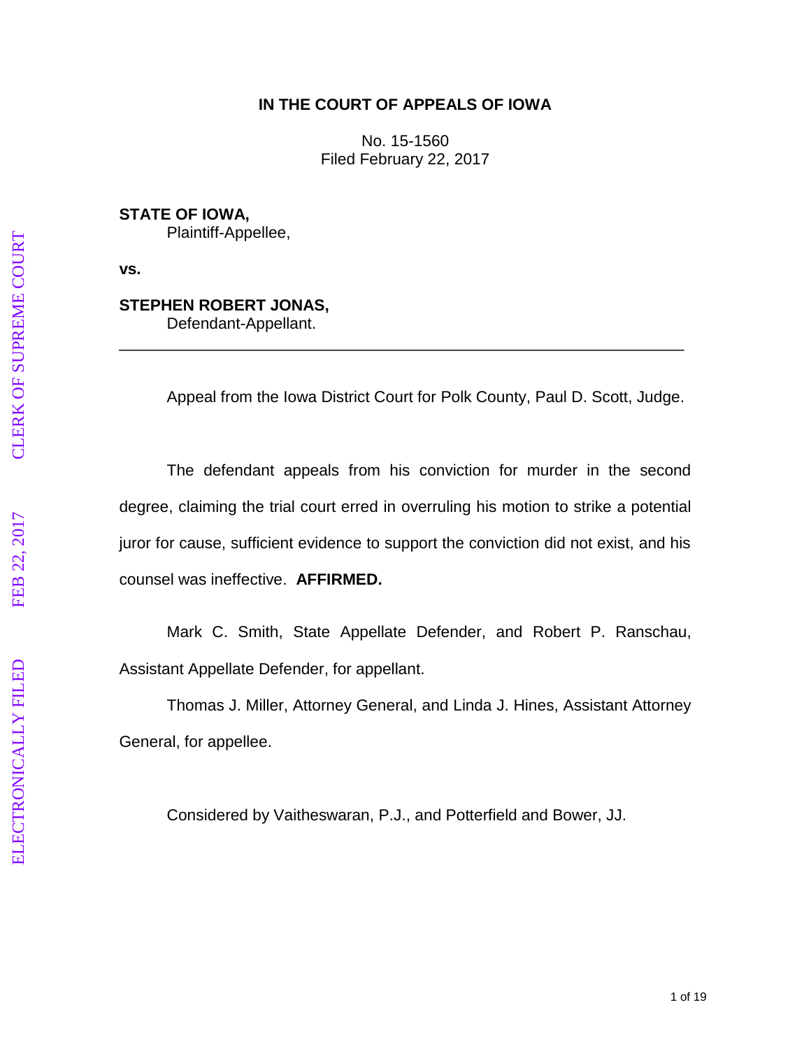**IN THE COURT OF APPEALS OF IOWA**

No. 15-1560
Filed February 22, 2017

**STATE OF IOWA,**
Plaintiff-Appellee,

**vs.**

**STEPHEN ROBERT JONAS,**
Defendant-Appellant.

---

Appeal from the Iowa District Court for Polk County, Paul D. Scott, Judge.

The defendant appeals from his conviction for murder in the second degree, claiming the trial court erred in overruling his motion to strike a potential juror for cause, sufficient evidence to support the conviction did not exist, and his counsel was ineffective. **AFFIRMED.**

Mark C. Smith, State Appellate Defender, and Robert P. Ranschau, Assistant Appellate Defender, for appellant.

Thomas J. Miller, Attorney General, and Linda J. Hines, Assistant Attorney General, for appellee.

Considered by Vaitheswaran, P.J., and Potterfield and Bower, JJ.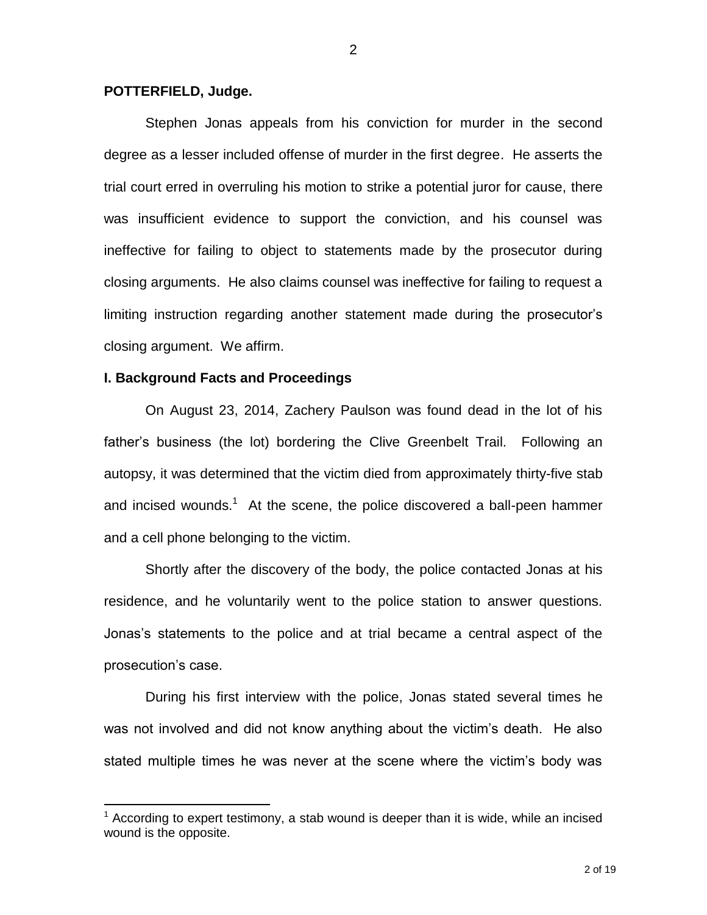**POTTERFIELD, Judge.**

Stephen Jonas appeals from his conviction for murder in the second degree as a lesser included offense of murder in the first degree. He asserts the trial court erred in overruling his motion to strike a potential juror for cause, there was insufficient evidence to support the conviction, and his counsel was ineffective for failing to object to statements made by the prosecutor during closing arguments. He also claims counsel was ineffective for failing to request a limiting instruction regarding another statement made during the prosecutor's closing argument. We affirm.

## I. Background Facts and Proceedings

On August 23, 2014, Zachery Paulson was found dead in the lot of his father's business (the lot) bordering the Clive Greenbelt Trail. Following an autopsy, it was determined that the victim died from approximately thirty-five stab and incised wounds.[1] At the scene, the police discovered a ball-peen hammer and a cell phone belonging to the victim.

Shortly after the discovery of the body, the police contacted Jonas at his residence, and he voluntarily went to the police station to answer questions. Jonas's statements to the police and at trial became a central aspect of the prosecution's case.

During his first interview with the police, Jonas stated several times he was not involved and did not know anything about the victim's death. He also stated multiple times he was never at the scene where the victim's body was

---

[1] According to expert testimony, a stab wound is deeper than it is wide, while an incised wound is the opposite.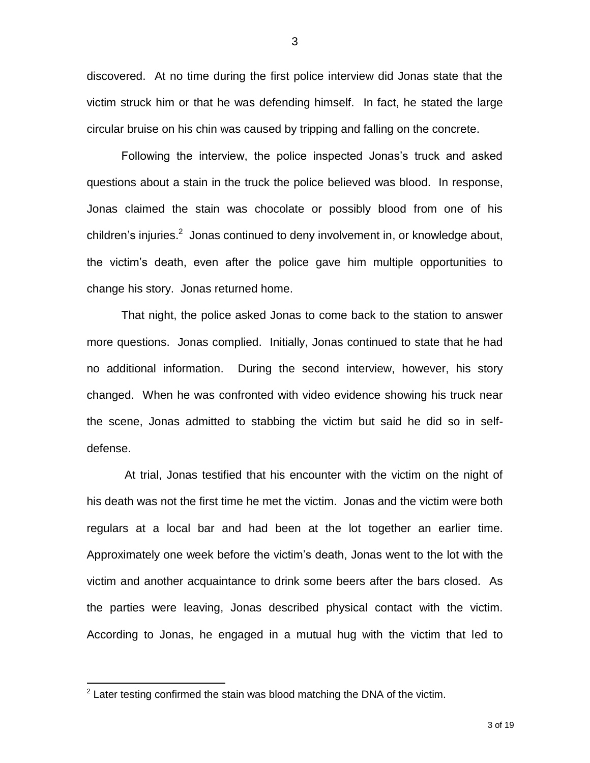discovered. At no time during the first police interview did Jonas state that the victim struck him or that he was defending himself. In fact, he stated the large circular bruise on his chin was caused by tripping and falling on the concrete.

Following the interview, the police inspected Jonas's truck and asked questions about a stain in the truck the police believed was blood. In response, Jonas claimed the stain was chocolate or possibly blood from one of his children's injuries.[2] Jonas continued to deny involvement in, or knowledge about, the victim's death, even after the police gave him multiple opportunities to change his story. Jonas returned home.

That night, the police asked Jonas to come back to the station to answer more questions. Jonas complied. Initially, Jonas continued to state that he had no additional information. During the second interview, however, his story changed. When he was confronted with video evidence showing his truck near the scene, Jonas admitted to stabbing the victim but said he did so in self-defense.

At trial, Jonas testified that his encounter with the victim on the night of his death was not the first time he met the victim. Jonas and the victim were both regulars at a local bar and had been at the lot together an earlier time. Approximately one week before the victim's death, Jonas went to the lot with the victim and another acquaintance to drink some beers after the bars closed. As the parties were leaving, Jonas described physical contact with the victim. According to Jonas, he engaged in a mutual hug with the victim that led to

[2] Later testing confirmed the stain was blood matching the DNA of the victim.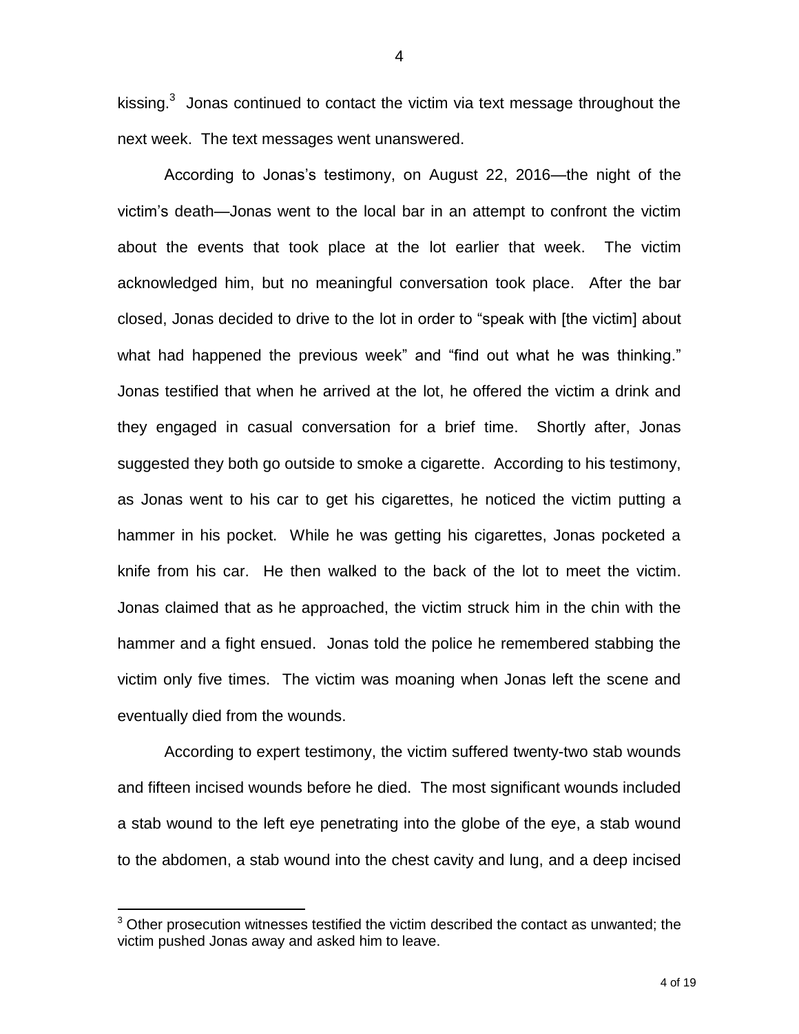kissing.[3] Jonas continued to contact the victim via text message throughout the next week. The text messages went unanswered.

According to Jonas's testimony, on August 22, 2016—the night of the victim's death—Jonas went to the local bar in an attempt to confront the victim about the events that took place at the lot earlier that week. The victim acknowledged him, but no meaningful conversation took place. After the bar closed, Jonas decided to drive to the lot in order to "speak with [the victim] about what had happened the previous week" and "find out what he was thinking." Jonas testified that when he arrived at the lot, he offered the victim a drink and they engaged in casual conversation for a brief time. Shortly after, Jonas suggested they both go outside to smoke a cigarette. According to his testimony, as Jonas went to his car to get his cigarettes, he noticed the victim putting a hammer in his pocket. While he was getting his cigarettes, Jonas pocketed a knife from his car. He then walked to the back of the lot to meet the victim. Jonas claimed that as he approached, the victim struck him in the chin with the hammer and a fight ensued. Jonas told the police he remembered stabbing the victim only five times. The victim was moaning when Jonas left the scene and eventually died from the wounds.

According to expert testimony, the victim suffered twenty-two stab wounds and fifteen incised wounds before he died. The most significant wounds included a stab wound to the left eye penetrating into the globe of the eye, a stab wound to the abdomen, a stab wound into the chest cavity and lung, and a deep incised

---

[3] Other prosecution witnesses testified the victim described the contact as unwanted; the victim pushed Jonas away and asked him to leave.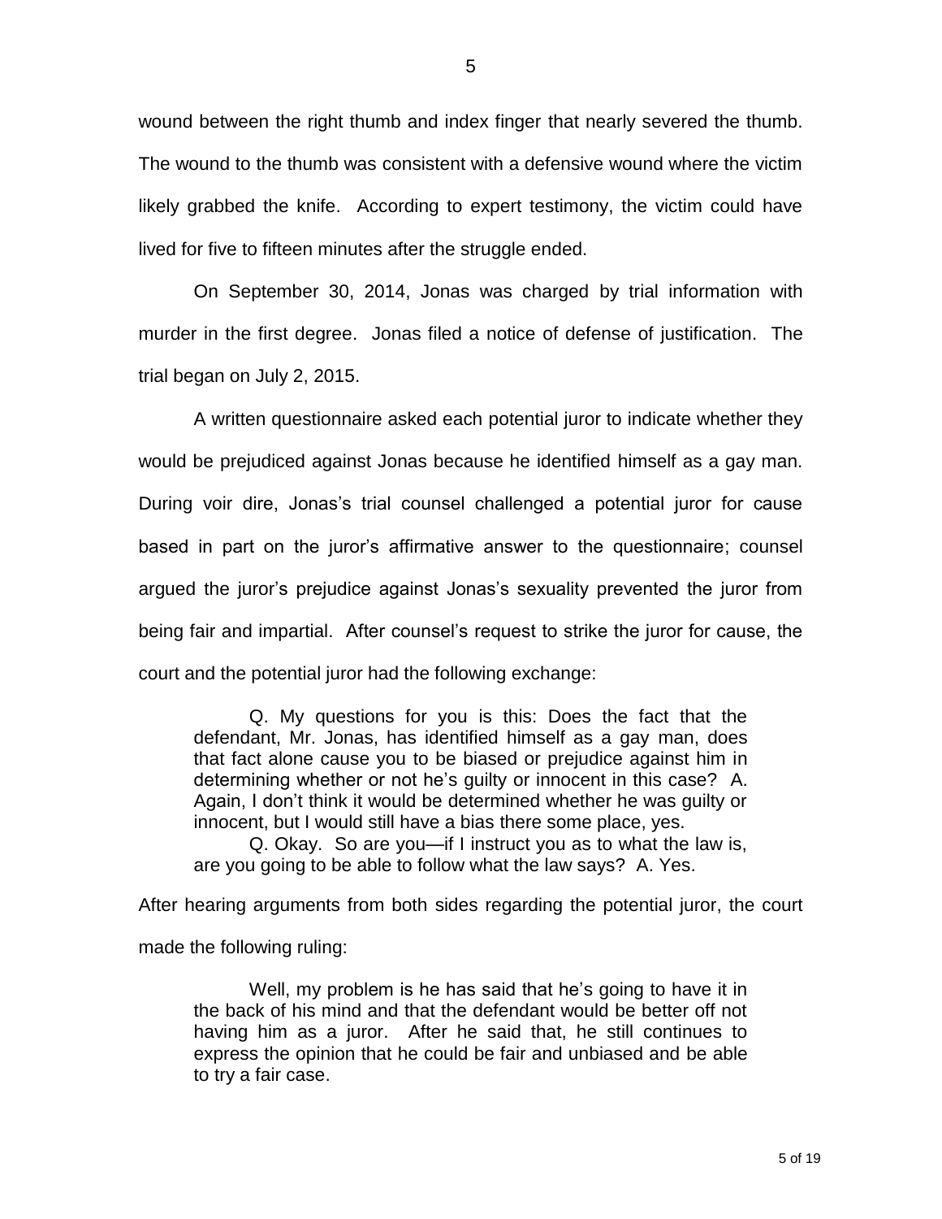wound between the right thumb and index finger that nearly severed the thumb. The wound to the thumb was consistent with a defensive wound where the victim likely grabbed the knife. According to expert testimony, the victim could have lived for five to fifteen minutes after the struggle ended.

On September 30, 2014, Jonas was charged by trial information with murder in the first degree. Jonas filed a notice of defense of justification. The trial began on July 2, 2015.

A written questionnaire asked each potential juror to indicate whether they would be prejudiced against Jonas because he identified himself as a gay man. During voir dire, Jonas's trial counsel challenged a potential juror for cause based in part on the juror's affirmative answer to the questionnaire; counsel argued the juror's prejudice against Jonas's sexuality prevented the juror from being fair and impartial. After counsel's request to strike the juror for cause, the court and the potential juror had the following exchange:

> Q. My questions for you is this: Does the fact that the defendant, Mr. Jonas, has identified himself as a gay man, does that fact alone cause you to be biased or prejudice against him in determining whether or not he's guilty or innocent in this case? A. Again, I don't think it would be determined whether he was guilty or innocent, but I would still have a bias there some place, yes.
>
> Q. Okay. So are you—if I instruct you as to what the law is, are you going to be able to follow what the law says? A. Yes.

After hearing arguments from both sides regarding the potential juror, the court made the following ruling:

> Well, my problem is he has said that he's going to have it in the back of his mind and that the defendant would be better off not having him as a juror. After he said that, he still continues to express the opinion that he could be fair and unbiased and be able to try a fair case.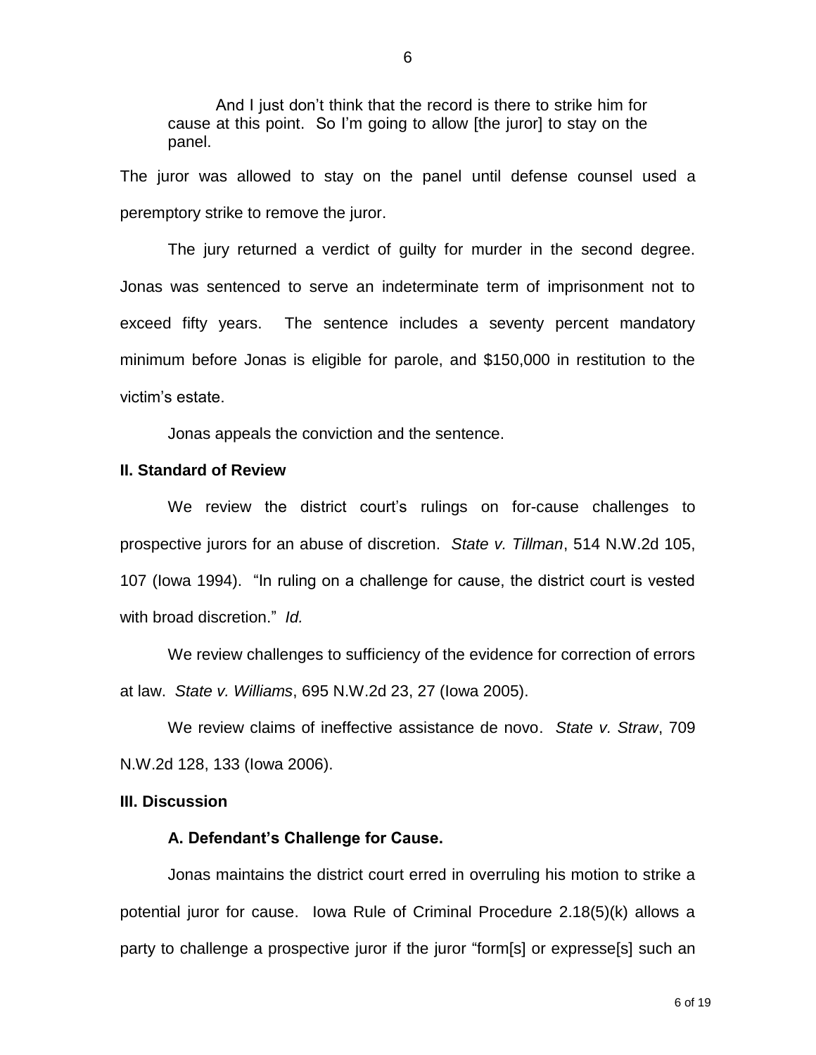> And I just don't think that the record is there to strike him for cause at this point. So I'm going to allow [the juror] to stay on the panel.

The juror was allowed to stay on the panel until defense counsel used a peremptory strike to remove the juror.

The jury returned a verdict of guilty for murder in the second degree. Jonas was sentenced to serve an indeterminate term of imprisonment not to exceed fifty years. The sentence includes a seventy percent mandatory minimum before Jonas is eligible for parole, and $150,000 in restitution to the victim's estate.

Jonas appeals the conviction and the sentence.

**II. Standard of Review**

We review the district court's rulings on for-cause challenges to prospective jurors for an abuse of discretion. *State v. Tillman*, 514 N.W.2d 105, 107 (Iowa 1994). "In ruling on a challenge for cause, the district court is vested with broad discretion." *Id.*

We review challenges to sufficiency of the evidence for correction of errors at law. *State v. Williams*, 695 N.W.2d 23, 27 (Iowa 2005).

We review claims of ineffective assistance de novo. *State v. Straw*, 709 N.W.2d 128, 133 (Iowa 2006).

**III. Discussion**

**A. Defendant's Challenge for Cause.**

Jonas maintains the district court erred in overruling his motion to strike a potential juror for cause. Iowa Rule of Criminal Procedure 2.18(5)(k) allows a party to challenge a prospective juror if the juror "form[s] or expresse[s] such an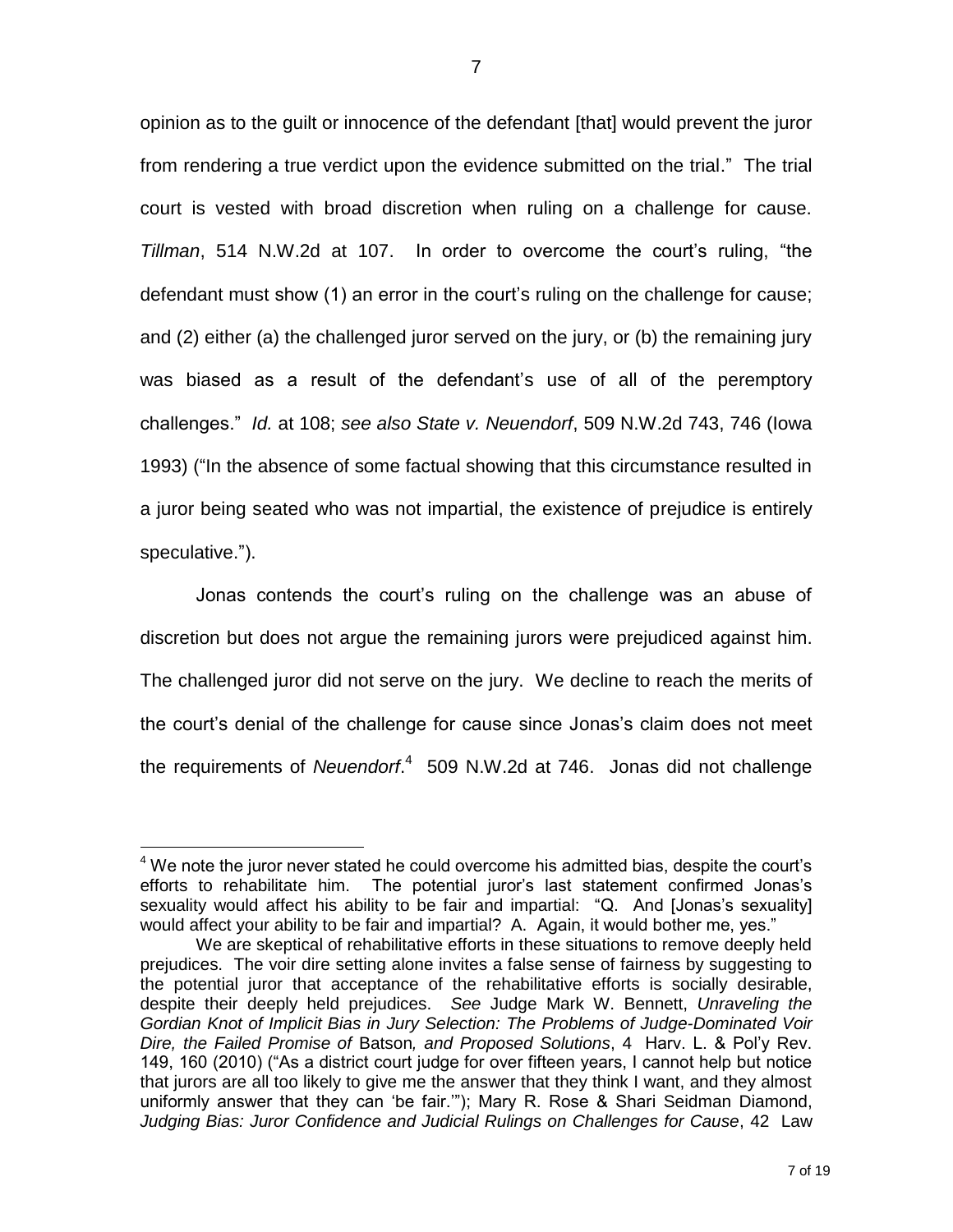opinion as to the guilt or innocence of the defendant [that] would prevent the juror from rendering a true verdict upon the evidence submitted on the trial." The trial court is vested with broad discretion when ruling on a challenge for cause. *Tillman*, 514 N.W.2d at 107. In order to overcome the court's ruling, "the defendant must show (1) an error in the court's ruling on the challenge for cause; and (2) either (a) the challenged juror served on the jury, or (b) the remaining jury was biased as a result of the defendant's use of all of the peremptory challenges." *Id.* at 108; *see also State v. Neuendorf*, 509 N.W.2d 743, 746 (Iowa 1993) ("In the absence of some factual showing that this circumstance resulted in a juror being seated who was not impartial, the existence of prejudice is entirely speculative.").

Jonas contends the court's ruling on the challenge was an abuse of discretion but does not argue the remaining jurors were prejudiced against him. The challenged juror did not serve on the jury. We decline to reach the merits of the court's denial of the challenge for cause since Jonas's claim does not meet the requirements of *Neuendorf*.[4] 509 N.W.2d at 746. Jonas did not challenge

---

[4] We note the juror never stated he could overcome his admitted bias, despite the court's efforts to rehabilitate him. The potential juror's last statement confirmed Jonas's sexuality would affect his ability to be fair and impartial: "Q. And [Jonas's sexuality] would affect your ability to be fair and impartial? A. Again, it would bother me, yes."

We are skeptical of rehabilitative efforts in these situations to remove deeply held prejudices. The voir dire setting alone invites a false sense of fairness by suggesting to the potential juror that acceptance of the rehabilitative efforts is socially desirable, despite their deeply held prejudices. *See* Judge Mark W. Bennett, *Unraveling the Gordian Knot of Implicit Bias in Jury Selection: The Problems of Judge-Dominated Voir Dire, the Failed Promise of* Batson*, and Proposed Solutions*, 4 Harv. L. & Pol'y Rev. 149, 160 (2010) ("As a district court judge for over fifteen years, I cannot help but notice that jurors are all too likely to give me the answer that they think I want, and they almost uniformly answer that they can 'be fair.'"); Mary R. Rose & Shari Seidman Diamond, *Judging Bias: Juror Confidence and Judicial Rulings on Challenges for Cause*, 42 Law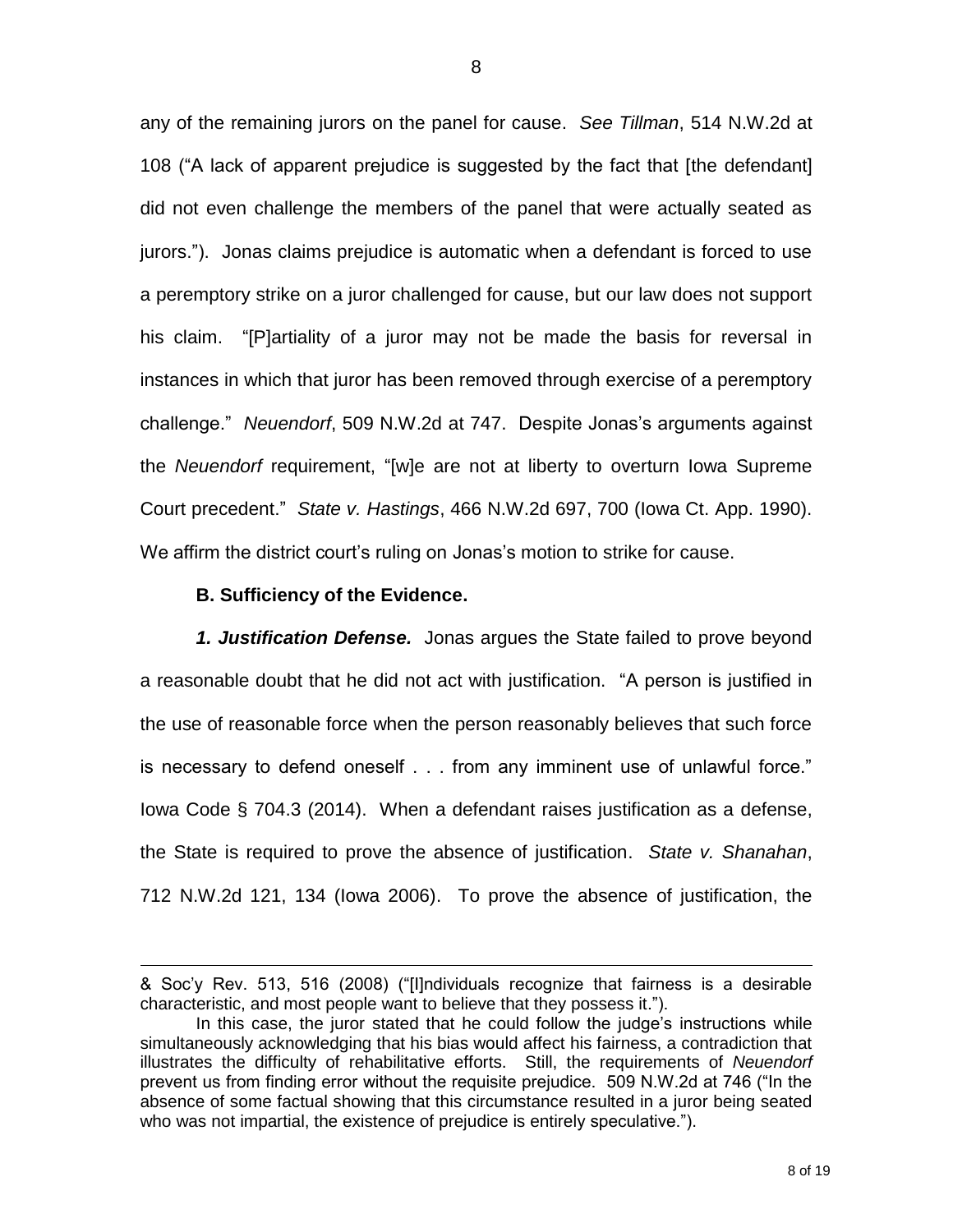any of the remaining jurors on the panel for cause. *See Tillman*, 514 N.W.2d at 108 ("A lack of apparent prejudice is suggested by the fact that [the defendant] did not even challenge the members of the panel that were actually seated as jurors."). Jonas claims prejudice is automatic when a defendant is forced to use a peremptory strike on a juror challenged for cause, but our law does not support his claim. "[P]artiality of a juror may not be made the basis for reversal in instances in which that juror has been removed through exercise of a peremptory challenge." *Neuendorf*, 509 N.W.2d at 747. Despite Jonas's arguments against the *Neuendorf* requirement, "[w]e are not at liberty to overturn Iowa Supreme Court precedent." *State v. Hastings*, 466 N.W.2d 697, 700 (Iowa Ct. App. 1990). We affirm the district court's ruling on Jonas's motion to strike for cause.

**B. Sufficiency of the Evidence.**

***1. Justification Defense.*** Jonas argues the State failed to prove beyond a reasonable doubt that he did not act with justification. "A person is justified in the use of reasonable force when the person reasonably believes that such force is necessary to defend oneself . . . from any imminent use of unlawful force." Iowa Code § 704.3 (2014). When a defendant raises justification as a defense, the State is required to prove the absence of justification. *State v. Shanahan*, 712 N.W.2d 121, 134 (Iowa 2006). To prove the absence of justification, the

---

& Soc'y Rev. 513, 516 (2008) ("[I]ndividuals recognize that fairness is a desirable characteristic, and most people want to believe that they possess it.").

In this case, the juror stated that he could follow the judge's instructions while simultaneously acknowledging that his bias would affect his fairness, a contradiction that illustrates the difficulty of rehabilitative efforts. Still, the requirements of *Neuendorf* prevent us from finding error without the requisite prejudice. 509 N.W.2d at 746 ("In the absence of some factual showing that this circumstance resulted in a juror being seated who was not impartial, the existence of prejudice is entirely speculative.").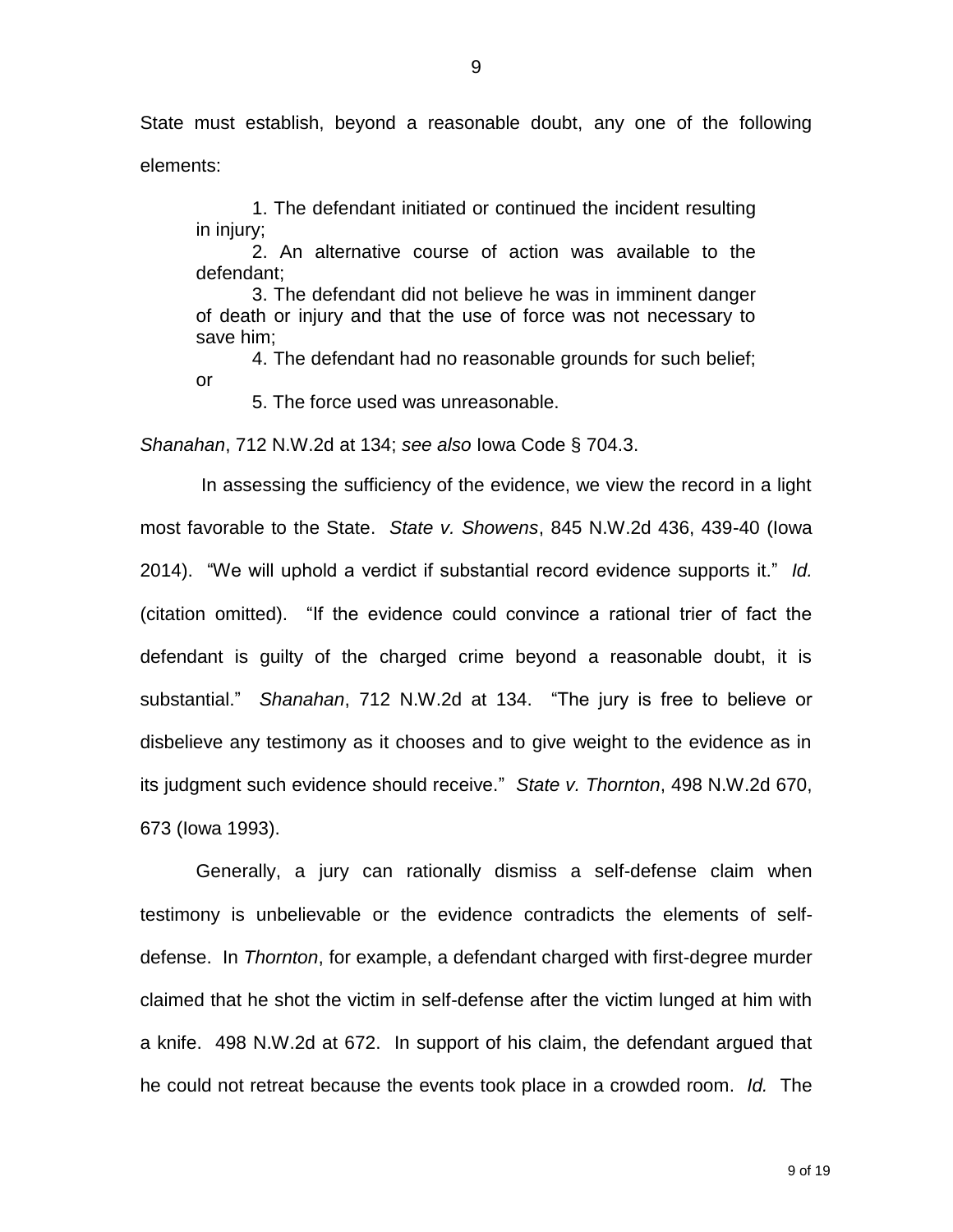State must establish, beyond a reasonable doubt, any one of the following elements:

> 1. The defendant initiated or continued the incident resulting in injury;
> 2. An alternative course of action was available to the defendant;
> 3. The defendant did not believe he was in imminent danger of death or injury and that the use of force was not necessary to save him;
> 4. The defendant had no reasonable grounds for such belief; or
> 5. The force used was unreasonable.

*Shanahan*, 712 N.W.2d at 134; *see also* Iowa Code § 704.3.

In assessing the sufficiency of the evidence, we view the record in a light most favorable to the State. *State v. Showens*, 845 N.W.2d 436, 439-40 (Iowa 2014). "We will uphold a verdict if substantial record evidence supports it." *Id.* (citation omitted). "If the evidence could convince a rational trier of fact the defendant is guilty of the charged crime beyond a reasonable doubt, it is substantial." *Shanahan*, 712 N.W.2d at 134. "The jury is free to believe or disbelieve any testimony as it chooses and to give weight to the evidence as in its judgment such evidence should receive." *State v. Thornton*, 498 N.W.2d 670, 673 (Iowa 1993).

Generally, a jury can rationally dismiss a self-defense claim when testimony is unbelievable or the evidence contradicts the elements of self-defense. In *Thornton*, for example, a defendant charged with first-degree murder claimed that he shot the victim in self-defense after the victim lunged at him with a knife. 498 N.W.2d at 672. In support of his claim, the defendant argued that he could not retreat because the events took place in a crowded room. *Id.* The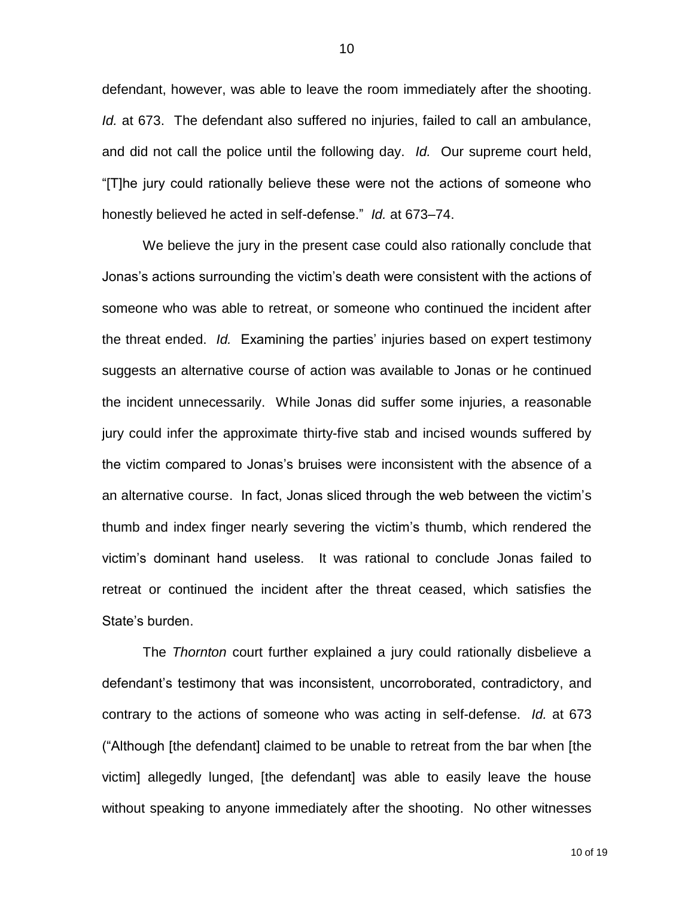defendant, however, was able to leave the room immediately after the shooting. *Id.* at 673. The defendant also suffered no injuries, failed to call an ambulance, and did not call the police until the following day. *Id.* Our supreme court held, "[T]he jury could rationally believe these were not the actions of someone who honestly believed he acted in self-defense." *Id.* at 673–74.

We believe the jury in the present case could also rationally conclude that Jonas's actions surrounding the victim's death were consistent with the actions of someone who was able to retreat, or someone who continued the incident after the threat ended. *Id.* Examining the parties' injuries based on expert testimony suggests an alternative course of action was available to Jonas or he continued the incident unnecessarily. While Jonas did suffer some injuries, a reasonable jury could infer the approximate thirty-five stab and incised wounds suffered by the victim compared to Jonas's bruises were inconsistent with the absence of a an alternative course. In fact, Jonas sliced through the web between the victim's thumb and index finger nearly severing the victim's thumb, which rendered the victim's dominant hand useless. It was rational to conclude Jonas failed to retreat or continued the incident after the threat ceased, which satisfies the State's burden.

The *Thornton* court further explained a jury could rationally disbelieve a defendant's testimony that was inconsistent, uncorroborated, contradictory, and contrary to the actions of someone who was acting in self-defense. *Id.* at 673 ("Although [the defendant] claimed to be unable to retreat from the bar when [the victim] allegedly lunged, [the defendant] was able to easily leave the house without speaking to anyone immediately after the shooting. No other witnesses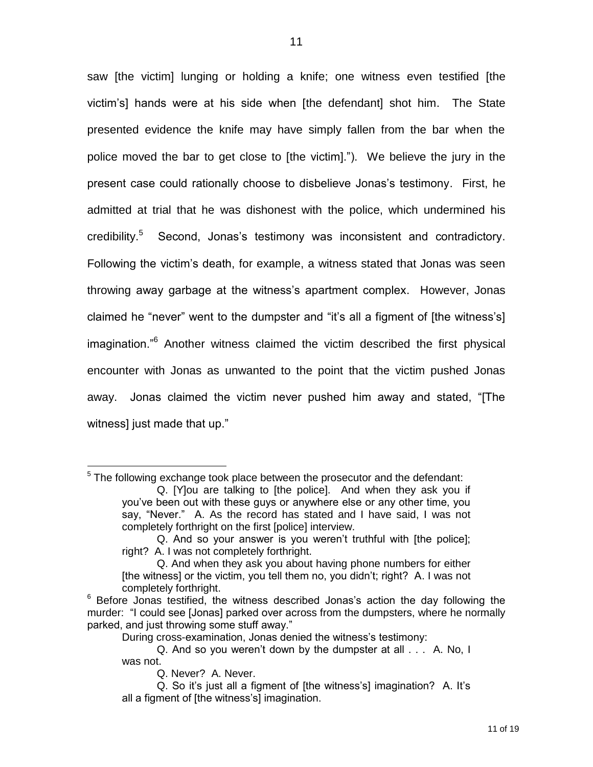saw [the victim] lunging or holding a knife; one witness even testified [the victim's] hands were at his side when [the defendant] shot him. The State presented evidence the knife may have simply fallen from the bar when the police moved the bar to get close to [the victim]."). We believe the jury in the present case could rationally choose to disbelieve Jonas's testimony. First, he admitted at trial that he was dishonest with the police, which undermined his credibility.[5] Second, Jonas's testimony was inconsistent and contradictory. Following the victim's death, for example, a witness stated that Jonas was seen throwing away garbage at the witness's apartment complex. However, Jonas claimed he "never" went to the dumpster and "it's all a figment of [the witness's] imagination."[6] Another witness claimed the victim described the first physical encounter with Jonas as unwanted to the point that the victim pushed Jonas away. Jonas claimed the victim never pushed him away and stated, "[The witness] just made that up."

---

[5] The following exchange took place between the prosecutor and the defendant:

> Q. [Y]ou are talking to [the police]. And when they ask you if you've been out with these guys or anywhere else or any other time, you say, "Never." A. As the record has stated and I have said, I was not completely forthright on the first [police] interview.
>
> Q. And so your answer is you weren't truthful with [the police]; right? A. I was not completely forthright.
>
> Q. And when they ask you about having phone numbers for either [the witness] or the victim, you tell them no, you didn't; right? A. I was not completely forthright.

[6] Before Jonas testified, the witness described Jonas's action the day following the murder: "I could see [Jonas] parked over across from the dumpsters, where he normally parked, and just throwing some stuff away."

During cross-examination, Jonas denied the witness's testimony:

> Q. And so you weren't down by the dumpster at all . . . A. No, I was not.
>
> Q. Never? A. Never.
>
> Q. So it's just all a figment of [the witness's] imagination? A. It's all a figment of [the witness's] imagination.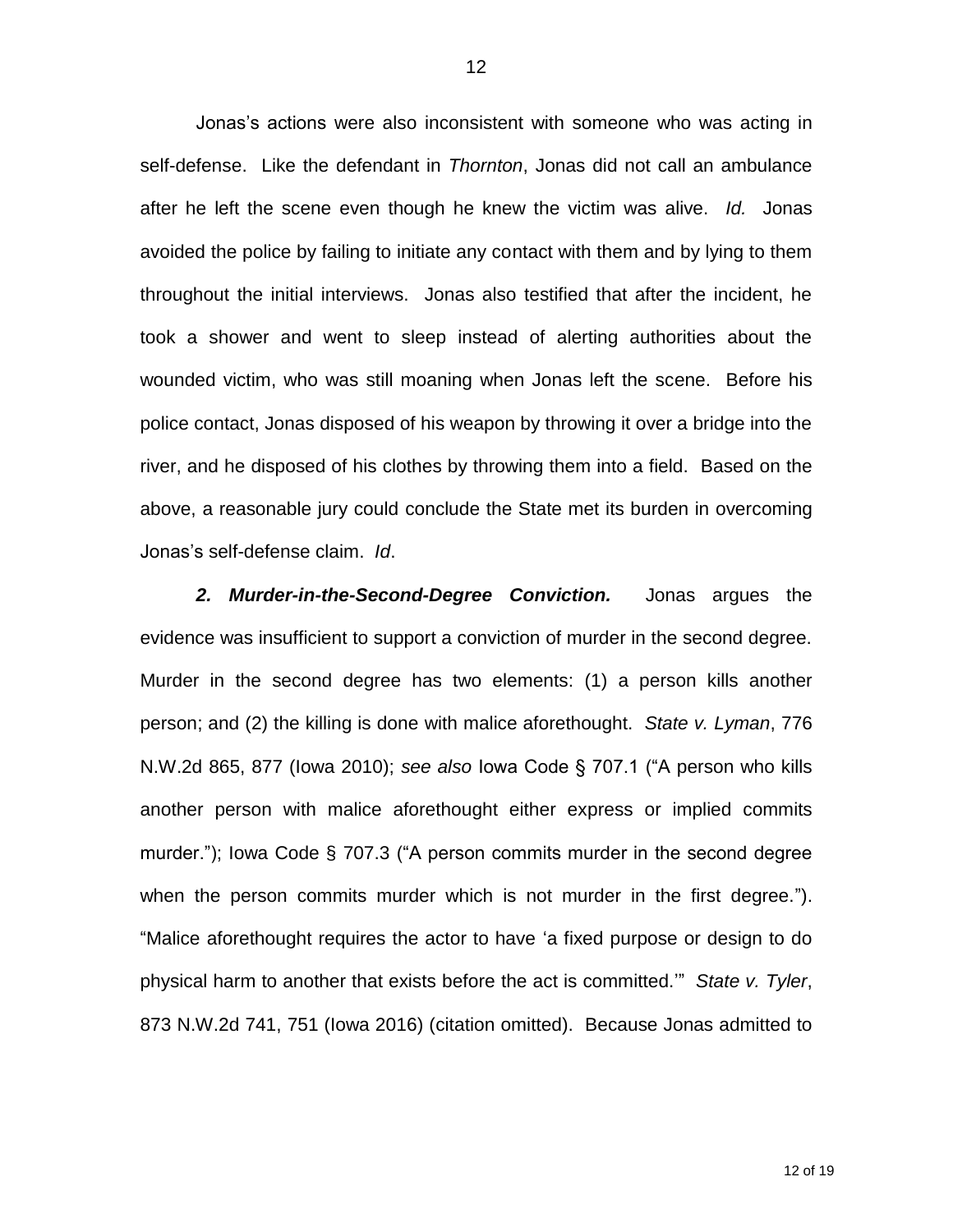Jonas's actions were also inconsistent with someone who was acting in self-defense. Like the defendant in *Thornton*, Jonas did not call an ambulance after he left the scene even though he knew the victim was alive. *Id.* Jonas avoided the police by failing to initiate any contact with them and by lying to them throughout the initial interviews. Jonas also testified that after the incident, he took a shower and went to sleep instead of alerting authorities about the wounded victim, who was still moaning when Jonas left the scene. Before his police contact, Jonas disposed of his weapon by throwing it over a bridge into the river, and he disposed of his clothes by throwing them into a field. Based on the above, a reasonable jury could conclude the State met its burden in overcoming Jonas's self-defense claim. *Id*.

***2. Murder-in-the-Second-Degree Conviction.*** Jonas argues the evidence was insufficient to support a conviction of murder in the second degree. Murder in the second degree has two elements: (1) a person kills another person; and (2) the killing is done with malice aforethought. *State v. Lyman*, 776 N.W.2d 865, 877 (Iowa 2010); *see also* Iowa Code § 707.1 ("A person who kills another person with malice aforethought either express or implied commits murder."); Iowa Code § 707.3 ("A person commits murder in the second degree when the person commits murder which is not murder in the first degree."). "Malice aforethought requires the actor to have 'a fixed purpose or design to do physical harm to another that exists before the act is committed.'" *State v. Tyler*, 873 N.W.2d 741, 751 (Iowa 2016) (citation omitted). Because Jonas admitted to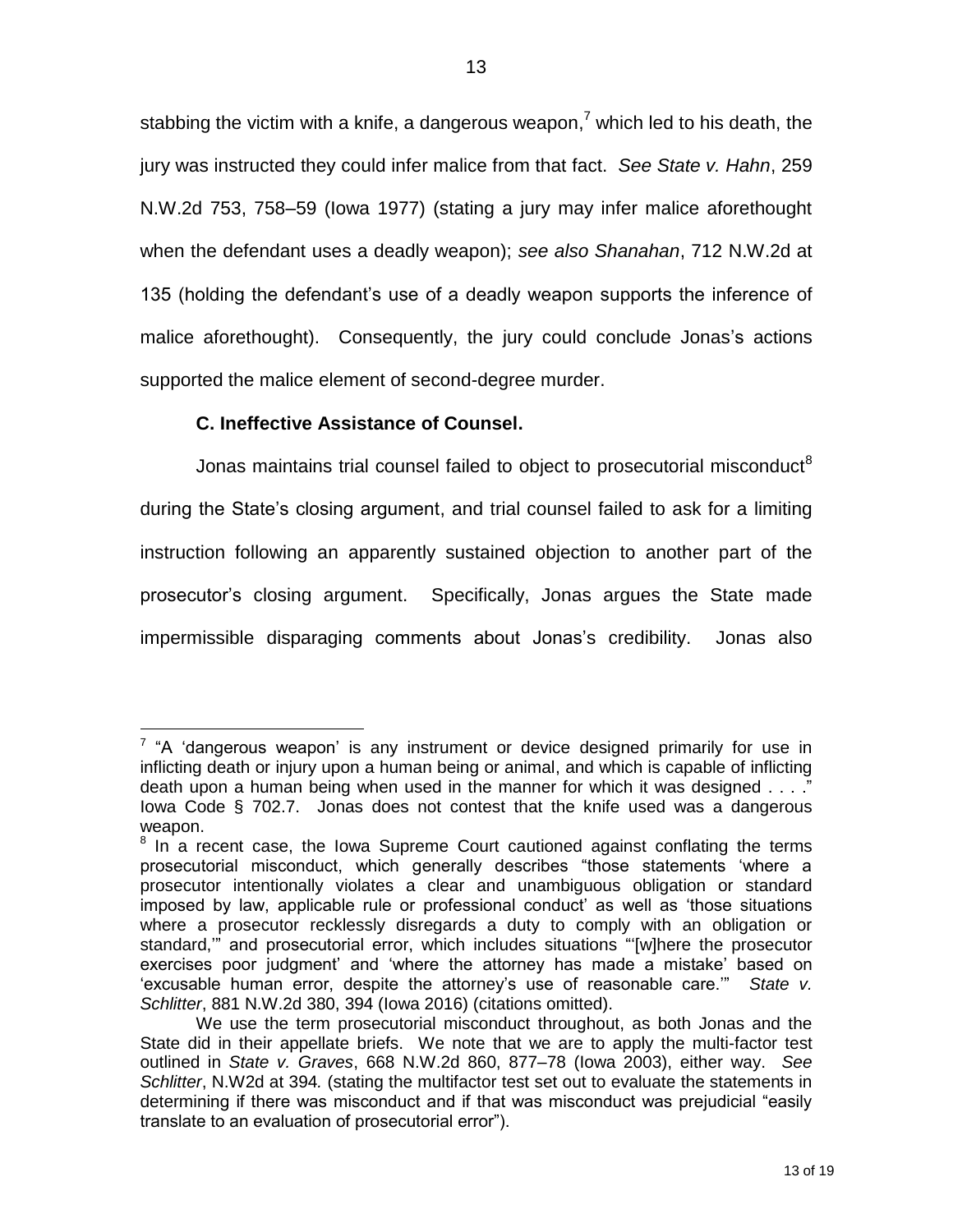stabbing the victim with a knife, a dangerous weapon,[7] which led to his death, the jury was instructed they could infer malice from that fact. *See State v. Hahn*, 259 N.W.2d 753, 758–59 (Iowa 1977) (stating a jury may infer malice aforethought when the defendant uses a deadly weapon); *see also Shanahan*, 712 N.W.2d at 135 (holding the defendant's use of a deadly weapon supports the inference of malice aforethought). Consequently, the jury could conclude Jonas's actions supported the malice element of second-degree murder.

**C. Ineffective Assistance of Counsel.**

Jonas maintains trial counsel failed to object to prosecutorial misconduct[8] during the State's closing argument, and trial counsel failed to ask for a limiting instruction following an apparently sustained objection to another part of the prosecutor's closing argument. Specifically, Jonas argues the State made impermissible disparaging comments about Jonas's credibility. Jonas also

---

[7] "A 'dangerous weapon' is any instrument or device designed primarily for use in inflicting death or injury upon a human being or animal, and which is capable of inflicting death upon a human being when used in the manner for which it was designed . . . ." Iowa Code § 702.7. Jonas does not contest that the knife used was a dangerous weapon.

[8] In a recent case, the Iowa Supreme Court cautioned against conflating the terms prosecutorial misconduct, which generally describes "those statements 'where a prosecutor intentionally violates a clear and unambiguous obligation or standard imposed by law, applicable rule or professional conduct' as well as 'those situations where a prosecutor recklessly disregards a duty to comply with an obligation or standard,'" and prosecutorial error, which includes situations "'[w]here the prosecutor exercises poor judgment' and 'where the attorney has made a mistake' based on 'excusable human error, despite the attorney's use of reasonable care.'" *State v. Schlitter*, 881 N.W.2d 380, 394 (Iowa 2016) (citations omitted).

We use the term prosecutorial misconduct throughout, as both Jonas and the State did in their appellate briefs. We note that we are to apply the multi-factor test outlined in *State v. Graves*, 668 N.W.2d 860, 877–78 (Iowa 2003), either way. *See Schlitter*, N.W2d at 394*.* (stating the multifactor test set out to evaluate the statements in determining if there was misconduct and if that was misconduct was prejudicial "easily translate to an evaluation of prosecutorial error").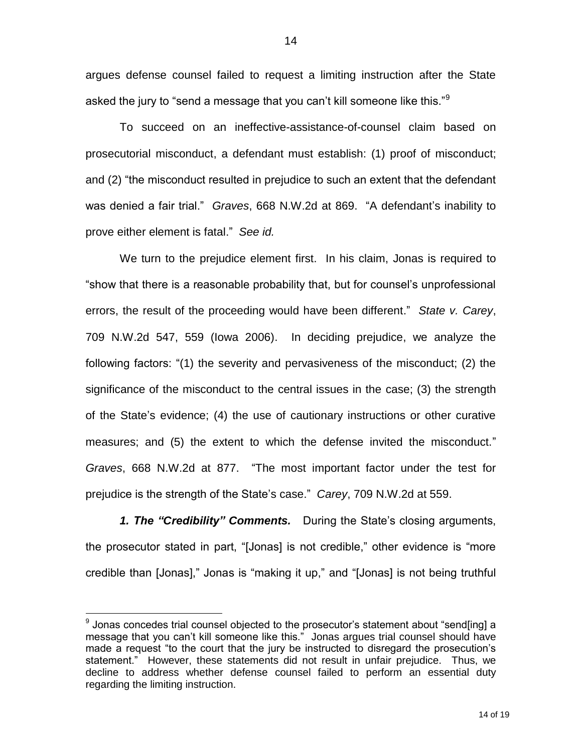argues defense counsel failed to request a limiting instruction after the State asked the jury to "send a message that you can't kill someone like this."[9]

To succeed on an ineffective-assistance-of-counsel claim based on prosecutorial misconduct, a defendant must establish: (1) proof of misconduct; and (2) "the misconduct resulted in prejudice to such an extent that the defendant was denied a fair trial." *Graves*, 668 N.W.2d at 869. "A defendant's inability to prove either element is fatal." *See id.*

We turn to the prejudice element first. In his claim, Jonas is required to "show that there is a reasonable probability that, but for counsel's unprofessional errors, the result of the proceeding would have been different." *State v. Carey*, 709 N.W.2d 547, 559 (Iowa 2006). In deciding prejudice, we analyze the following factors: "(1) the severity and pervasiveness of the misconduct; (2) the significance of the misconduct to the central issues in the case; (3) the strength of the State's evidence; (4) the use of cautionary instructions or other curative measures; and (5) the extent to which the defense invited the misconduct." *Graves*, 668 N.W.2d at 877. "The most important factor under the test for prejudice is the strength of the State's case." *Carey*, 709 N.W.2d at 559.

***1. The "Credibility" Comments.*** During the State's closing arguments, the prosecutor stated in part, "[Jonas] is not credible," other evidence is "more credible than [Jonas]," Jonas is "making it up," and "[Jonas] is not being truthful

[9] Jonas concedes trial counsel objected to the prosecutor's statement about "send[ing] a message that you can't kill someone like this." Jonas argues trial counsel should have made a request "to the court that the jury be instructed to disregard the prosecution's statement." However, these statements did not result in unfair prejudice. Thus, we decline to address whether defense counsel failed to perform an essential duty regarding the limiting instruction.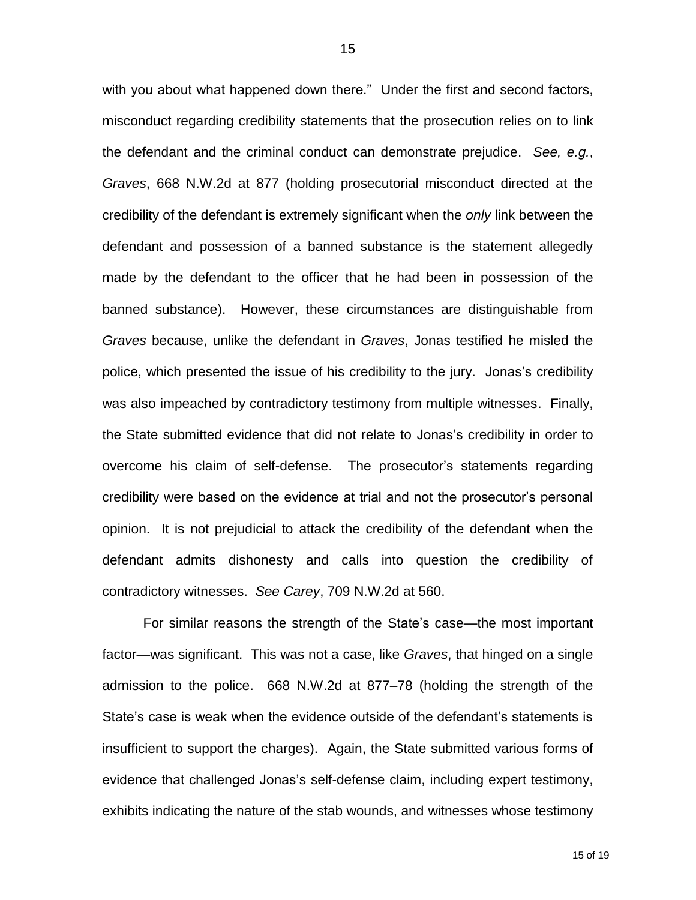with you about what happened down there." Under the first and second factors, misconduct regarding credibility statements that the prosecution relies on to link the defendant and the criminal conduct can demonstrate prejudice. *See, e.g.*, *Graves*, 668 N.W.2d at 877 (holding prosecutorial misconduct directed at the credibility of the defendant is extremely significant when the *only* link between the defendant and possession of a banned substance is the statement allegedly made by the defendant to the officer that he had been in possession of the banned substance). However, these circumstances are distinguishable from *Graves* because, unlike the defendant in *Graves*, Jonas testified he misled the police, which presented the issue of his credibility to the jury. Jonas's credibility was also impeached by contradictory testimony from multiple witnesses. Finally, the State submitted evidence that did not relate to Jonas's credibility in order to overcome his claim of self-defense. The prosecutor's statements regarding credibility were based on the evidence at trial and not the prosecutor's personal opinion. It is not prejudicial to attack the credibility of the defendant when the defendant admits dishonesty and calls into question the credibility of contradictory witnesses. *See Carey*, 709 N.W.2d at 560.

For similar reasons the strength of the State's case—the most important factor—was significant. This was not a case, like *Graves*, that hinged on a single admission to the police. 668 N.W.2d at 877–78 (holding the strength of the State's case is weak when the evidence outside of the defendant's statements is insufficient to support the charges). Again, the State submitted various forms of evidence that challenged Jonas's self-defense claim, including expert testimony, exhibits indicating the nature of the stab wounds, and witnesses whose testimony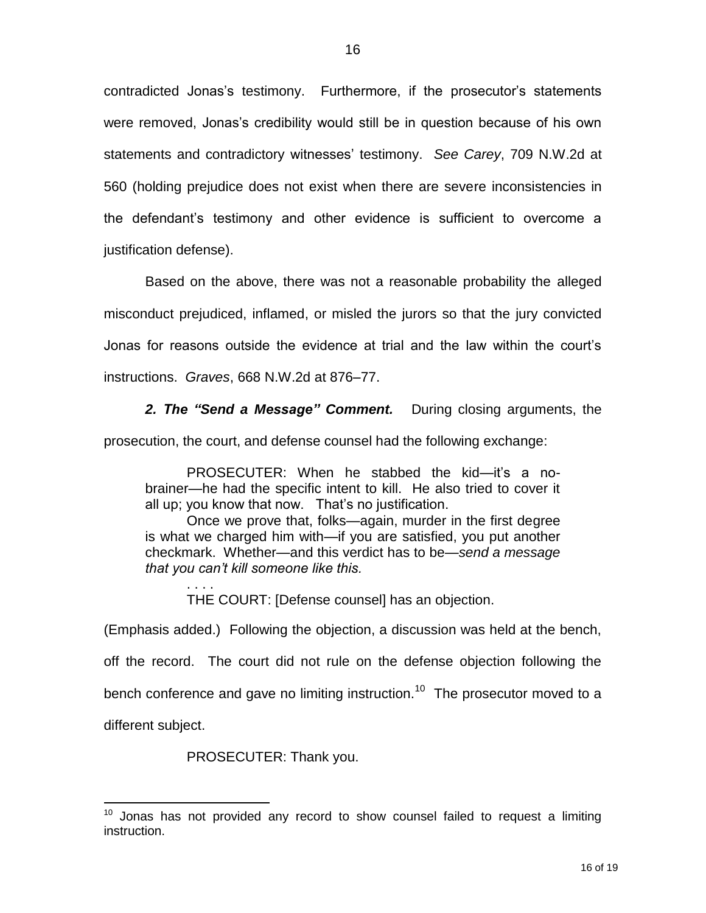contradicted Jonas's testimony. Furthermore, if the prosecutor's statements were removed, Jonas's credibility would still be in question because of his own statements and contradictory witnesses' testimony. *See Carey*, 709 N.W.2d at 560 (holding prejudice does not exist when there are severe inconsistencies in the defendant's testimony and other evidence is sufficient to overcome a justification defense).

Based on the above, there was not a reasonable probability the alleged misconduct prejudiced, inflamed, or misled the jurors so that the jury convicted Jonas for reasons outside the evidence at trial and the law within the court's instructions. *Graves*, 668 N.W.2d at 876–77.

***2. The "Send a Message" Comment.*** During closing arguments, the prosecution, the court, and defense counsel had the following exchange:

> PROSECUTER: When he stabbed the kid—it's a no-brainer—he had the specific intent to kill. He also tried to cover it all up; you know that now. That's no justification.
>
> Once we prove that, folks—again, murder in the first degree is what we charged him with—if you are satisfied, you put another checkmark. Whether—and this verdict has to be—*send a message that you can't kill someone like this.*
>
> . . . .
>
> THE COURT: [Defense counsel] has an objection.

(Emphasis added.) Following the objection, a discussion was held at the bench, off the record. The court did not rule on the defense objection following the bench conference and gave no limiting instruction.[10] The prosecutor moved to a different subject.

> PROSECUTER: Thank you.

---

[10] Jonas has not provided any record to show counsel failed to request a limiting instruction.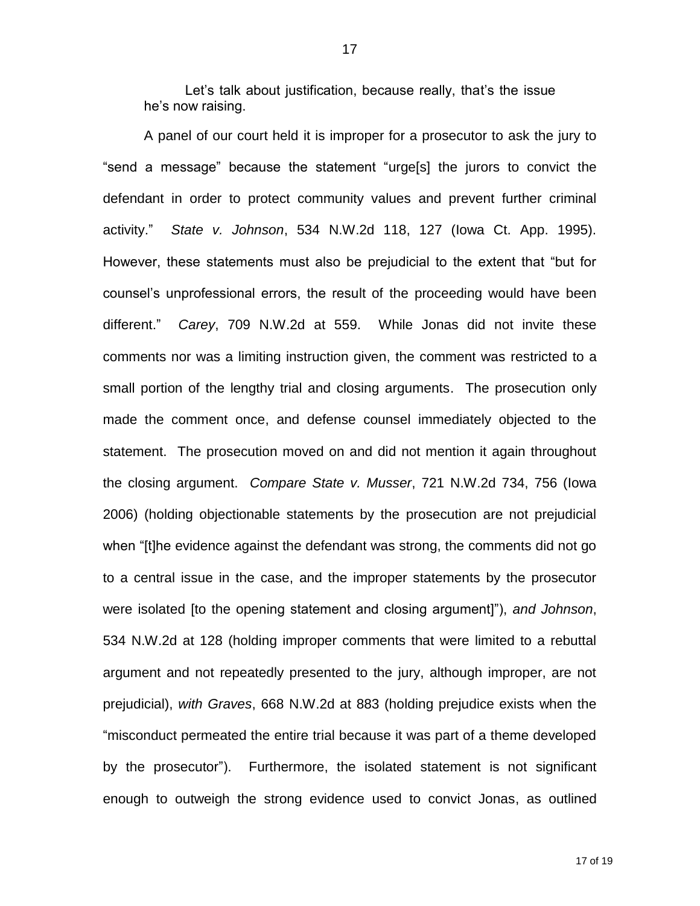> Let's talk about justification, because really, that's the issue he's now raising.

A panel of our court held it is improper for a prosecutor to ask the jury to "send a message" because the statement "urge[s] the jurors to convict the defendant in order to protect community values and prevent further criminal activity." *State v. Johnson*, 534 N.W.2d 118, 127 (Iowa Ct. App. 1995). However, these statements must also be prejudicial to the extent that "but for counsel's unprofessional errors, the result of the proceeding would have been different." *Carey*, 709 N.W.2d at 559. While Jonas did not invite these comments nor was a limiting instruction given, the comment was restricted to a small portion of the lengthy trial and closing arguments. The prosecution only made the comment once, and defense counsel immediately objected to the statement. The prosecution moved on and did not mention it again throughout the closing argument. *Compare State v. Musser*, 721 N.W.2d 734, 756 (Iowa 2006) (holding objectionable statements by the prosecution are not prejudicial when "[t]he evidence against the defendant was strong, the comments did not go to a central issue in the case, and the improper statements by the prosecutor were isolated [to the opening statement and closing argument]"), *and Johnson*, 534 N.W.2d at 128 (holding improper comments that were limited to a rebuttal argument and not repeatedly presented to the jury, although improper, are not prejudicial), *with Graves*, 668 N.W.2d at 883 (holding prejudice exists when the "misconduct permeated the entire trial because it was part of a theme developed by the prosecutor"). Furthermore, the isolated statement is not significant enough to outweigh the strong evidence used to convict Jonas, as outlined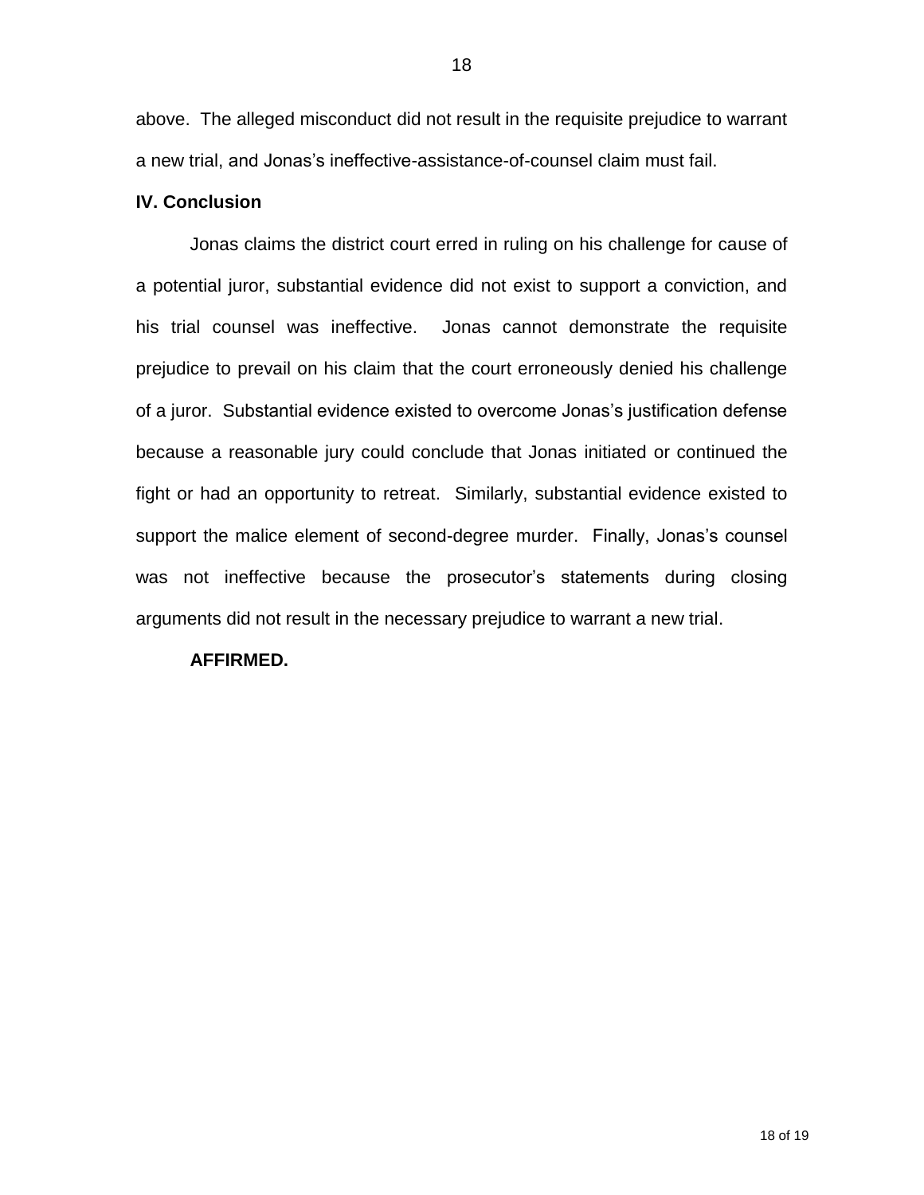above. The alleged misconduct did not result in the requisite prejudice to warrant a new trial, and Jonas's ineffective-assistance-of-counsel claim must fail.

## IV. Conclusion

Jonas claims the district court erred in ruling on his challenge for cause of a potential juror, substantial evidence did not exist to support a conviction, and his trial counsel was ineffective. Jonas cannot demonstrate the requisite prejudice to prevail on his claim that the court erroneously denied his challenge of a juror. Substantial evidence existed to overcome Jonas's justification defense because a reasonable jury could conclude that Jonas initiated or continued the fight or had an opportunity to retreat. Similarly, substantial evidence existed to support the malice element of second-degree murder. Finally, Jonas's counsel was not ineffective because the prosecutor's statements during closing arguments did not result in the necessary prejudice to warrant a new trial.

**AFFIRMED.**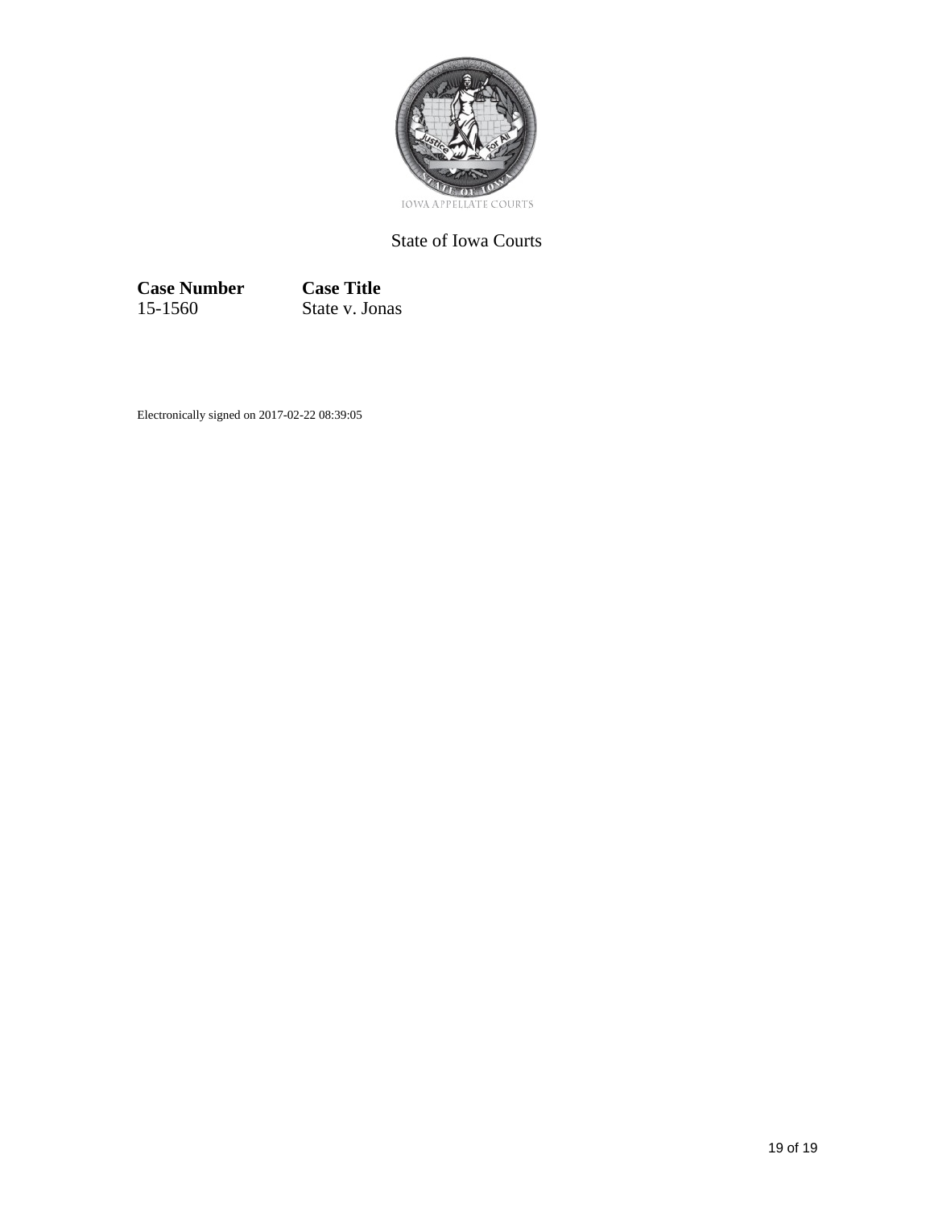IOWA APPELLATE COURTS

State of Iowa Courts

| Case Number | Case Title |
| --- | --- |
| 15-1560 | State v. Jonas |

Electronically signed on 2017-02-22 08:39:05